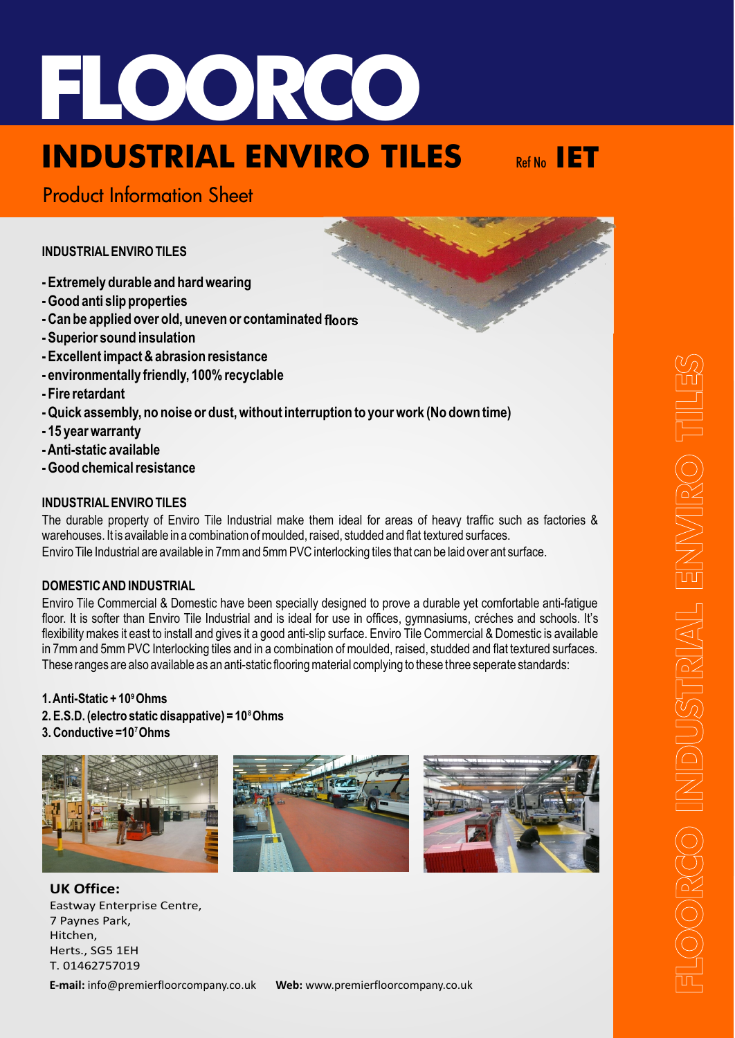# FLOORCO

# INDUSTRIAL ENVIRO TILES

Ref No **IET**

## Product Information Sheet

**INDUSTRIAL ENVIRO TILES**

- **Extremely durable and hard wearing**
- **Good anti slip properties**
- **Can be applied over old, uneven or contaminated floors**
- **Superior sound insulation**
- **Excellent impact & abrasion resistance**
- **environmentally friendly, 100% recyclable**
- **Fire retardant**
- **Quick assembly, no noise or dust, without interruption to your work (No down time)**
- **15 year warranty**
- **Anti-static available**
- **Good chemical resistance**

**INDUSTRIAL ENVIRO TILES**

The durable property of Enviro Tile Industrial make them ideal for areas of heavy traffic such as factories & warehouses. It is available in a combination of moulded, raised, studded and flat textured surfaces.
Enviro Tile Industrial are available in 7mm and 5mm PVC interlocking tiles that can be laid over ant surface.

**DOMESTIC AND INDUSTRIAL**

Enviro Tile Commercial & Domestic have been specially designed to prove a durable yet comfortable anti-fatigue floor. It is softer than Enviro Tile Industrial and is ideal for use in offices, gymnasiums, créches and schools. It's flexibility makes it east to install and gives it a good anti-slip surface. Enviro Tile Commercial & Domestic is available in 7mm and 5mm PVC Interlocking tiles and in a combination of moulded, raised, studded and flat textured surfaces. These ranges are also available as an anti-static flooring material complying to these three seperate standards:

**1. Anti-Static + $10^9$ Ohms**
**2. E.S.D. (electro static disappative) = $10^8$ Ohms**
**3. Conductive = $10^7$ Ohms**

**UK Office:**
Eastway Enterprise Centre,
7 Paynes Park,
Hitchen,
Herts., SG5 1EH
T. 01462757019

**E-mail:** info@premierfloorcompany.co.uk **Web:** www.premierfloorcompany.co.uk

FLOORCO INDUSTRIAL ENVIRO TILES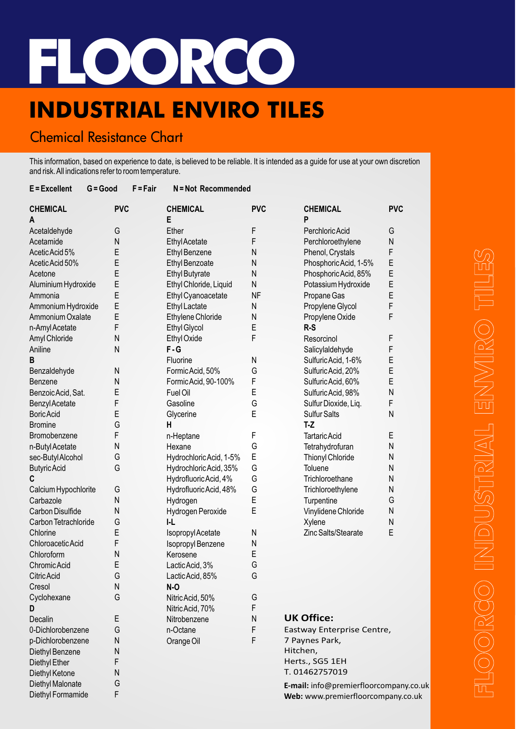# FLOORCO

## INDUSTRIAL ENVIRO TILES

### Chemical Resistance Chart

This information, based on experience to date, is believed to be reliable. It is intended as a guide for use at your own discretion and risk. All indications refer to room temperature.

**E = Excellent G = Good F = Fair N = Not Recommended**

| CHEMICAL | PVC |
|---|---|
| **A** | |
| Acetaldehyde | G |
| Acetamide | N |
| Acetic Acid 5% | E |
| Acetic Acid 50% | E |
| Acetone | E |
| Aluminium Hydroxide | E |
| Ammonia | E |
| Ammonium Hydroxide | E |
| Ammonium Oxalate | E |
| n-Amyl Acetate | F |
| Amyl Chloride | N |
| Aniline | N |
| **B** | |
| Benzaldehyde | N |
| Benzene | N |
| Benzoic Acid, Sat. | E |
| Benzyl Acetate | F |
| Boric Acid | E |
| Bromine | G |
| Bromobenzene | F |
| n-Butyl Acetate | N |
| sec-Butyl Alcohol | G |
| Butyric Acid | G |
| **C** | |
| Calcium Hypochlorite | G |
| Carbazole | N |
| Carbon Disulfide | N |
| Carbon Tetrachloride | G |
| Chlorine | E |
| Chloroacetic Acid | F |
| Chloroform | N |
| Chromic Acid | E |
| Citric Acid | G |
| Cresol | N |
| Cyclohexane | G |
| **D** | |
| Decalin | E |
| 0-Dichlorobenzene | G |
| p-Dichlorobenzene | N |
| Diethyl Benzene | N |
| Diethyl Ether | F |
| Diethyl Ketone | N |
| Diethyl Malonate | G |
| Diethyl Formamide | F |

| CHEMICAL | PVC |
|---|---|
| **E** | |
| Ether | F |
| Ethyl Acetate | F |
| Ethyl Benzene | N |
| Ethyl Benzoate | N |
| Ethyl Butyrate | N |
| Ethyl Chloride, Liquid | N |
| Ethyl Cyanoacetate | NF |
| Ethyl Lactate | N |
| Ethylene Chloride | N |
| Ethyl Glycol | E |
| Ethyl Oxide | F |
| **F - G** | |
| Fluorine | N |
| Formic Acid, 50% | G |
| Formic Acid, 90-100% | F |
| Fuel Oil | E |
| Gasoline | G |
| Glycerine | E |
| **H** | |
| n-Heptane | F |
| Hexane | G |
| Hydrochloric Acid, 1-5% | E |
| Hydrochloric Acid, 35% | G |
| Hydrofluoric Acid, 4% | G |
| Hydrofluoric Acid, 48% | G |
| Hydrogen | E |
| Hydrogen Peroxide | E |
| **I-L** | |
| Isopropyl Acetate | N |
| Isopropyl Benzene | N |
| Kerosene | E |
| Lactic Acid, 3% | G |
| Lactic Acid, 85% | G |
| **N-O** | |
| Nitric Acid, 50% | G |
| Nitric Acid, 70% | F |
| Nitrobenzene | N |
| n-Octane | F |
| Orange Oil | F |

| CHEMICAL | PVC |
|---|---|
| **P** | |
| Perchloric Acid | G |
| Perchloroethylene | N |
| Phenol, Crystals | F |
| Phosphoric Acid, 1-5% | E |
| Phosphoric Acid, 85% | E |
| Potassium Hydroxide | E |
| Propane Gas | E |
| Propylene Glycol | F |
| Propylene Oxide | F |
| **R-S** | |
| Resorcinol | F |
| Salicylaldehyde | F |
| Sulfuric Acid, 1-6% | E |
| Sulfuric Acid, 20% | E |
| Sulfuric Acid, 60% | E |
| Sulfuric Acid, 98% | N |
| Sulfur Dioxide, Liq. | F |
| Sulfur Salts | N |
| **T-Z** | |
| Tartaric Acid | E |
| Tetrahydrofuran | N |
| Thionyl Chloride | N |
| Toluene | N |
| Trichloroethane | N |
| Trichloroethylene | N |
| Turpentine | G |
| Vinylidene Chloride | N |
| Xylene | N |
| Zinc Salts/Stearate | E |

**UK Office:**
Eastway Enterprise Centre,
7 Paynes Park,
Hitchen,
Herts., SG5 1EH
T. 01462757019

**E-mail:** info@premierfloorcompany.co.uk
**Web:** www.premierfloorcompany.co.uk

FLOORCO INDUSTRIAL ENVIRO TILES